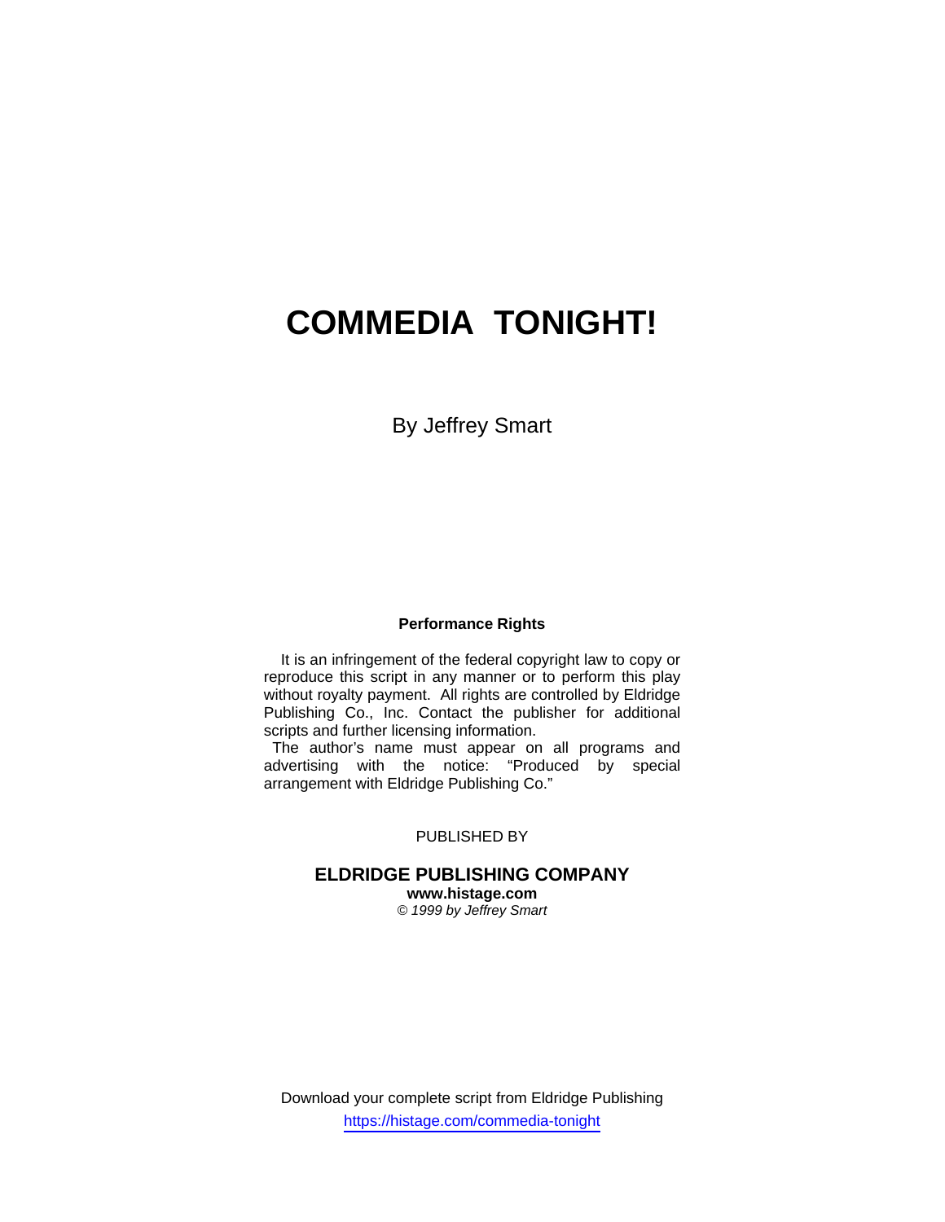# COMMEDIA TONIGHT!

By Jeffrey Smart

**Performance Rights**

It is an infringement of the federal copyright law to copy or reproduce this script in any manner or to perform this play without royalty payment. All rights are controlled by Eldridge Publishing Co., Inc. Contact the publisher for additional scripts and further licensing information.

The author's name must appear on all programs and advertising with the notice: "Produced by special arrangement with Eldridge Publishing Co."

PUBLISHED BY

**ELDRIDGE PUBLISHING COMPANY**
**www.histage.com**
*© 1999 by Jeffrey Smart*

Download your complete script from Eldridge Publishing
https://histage.com/commedia-tonight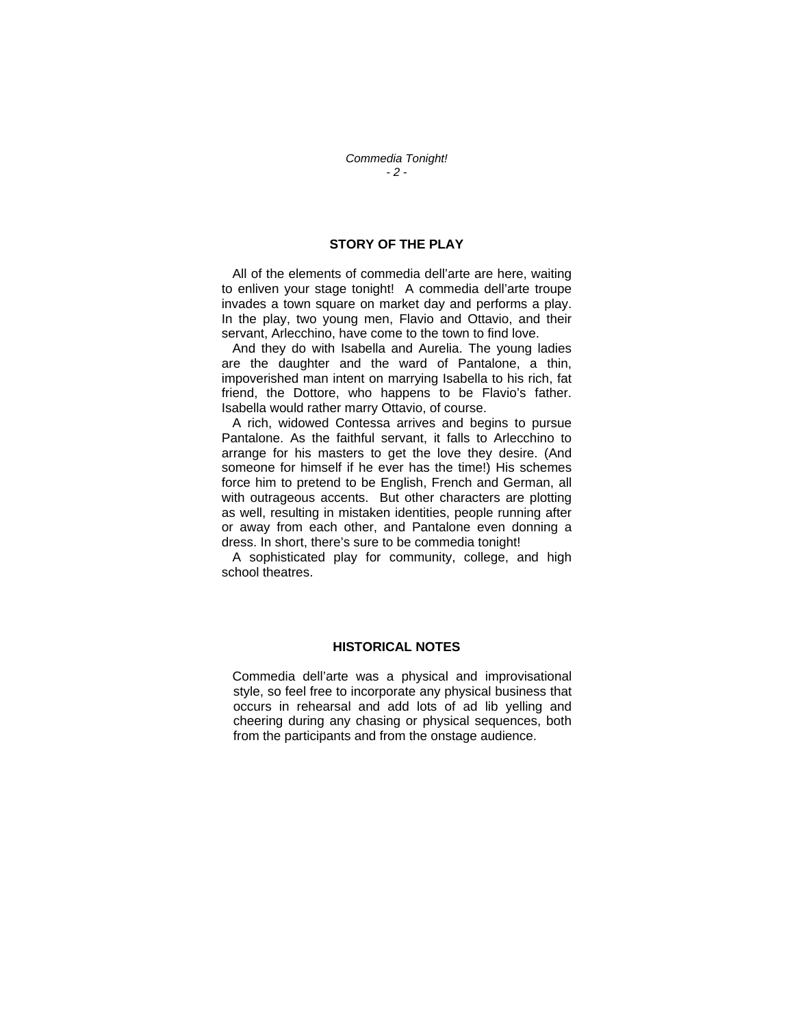## STORY OF THE PLAY

All of the elements of commedia dell'arte are here, waiting to enliven your stage tonight! A commedia dell'arte troupe invades a town square on market day and performs a play. In the play, two young men, Flavio and Ottavio, and their servant, Arlecchino, have come to the town to find love.

And they do with Isabella and Aurelia. The young ladies are the daughter and the ward of Pantalone, a thin, impoverished man intent on marrying Isabella to his rich, fat friend, the Dottore, who happens to be Flavio's father. Isabella would rather marry Ottavio, of course.

A rich, widowed Contessa arrives and begins to pursue Pantalone. As the faithful servant, it falls to Arlecchino to arrange for his masters to get the love they desire. (And someone for himself if he ever has the time!) His schemes force him to pretend to be English, French and German, all with outrageous accents. But other characters are plotting as well, resulting in mistaken identities, people running after or away from each other, and Pantalone even donning a dress. In short, there's sure to be commedia tonight!

A sophisticated play for community, college, and high school theatres.

## HISTORICAL NOTES

Commedia dell'arte was a physical and improvisational style, so feel free to incorporate any physical business that occurs in rehearsal and add lots of ad lib yelling and cheering during any chasing or physical sequences, both from the participants and from the onstage audience.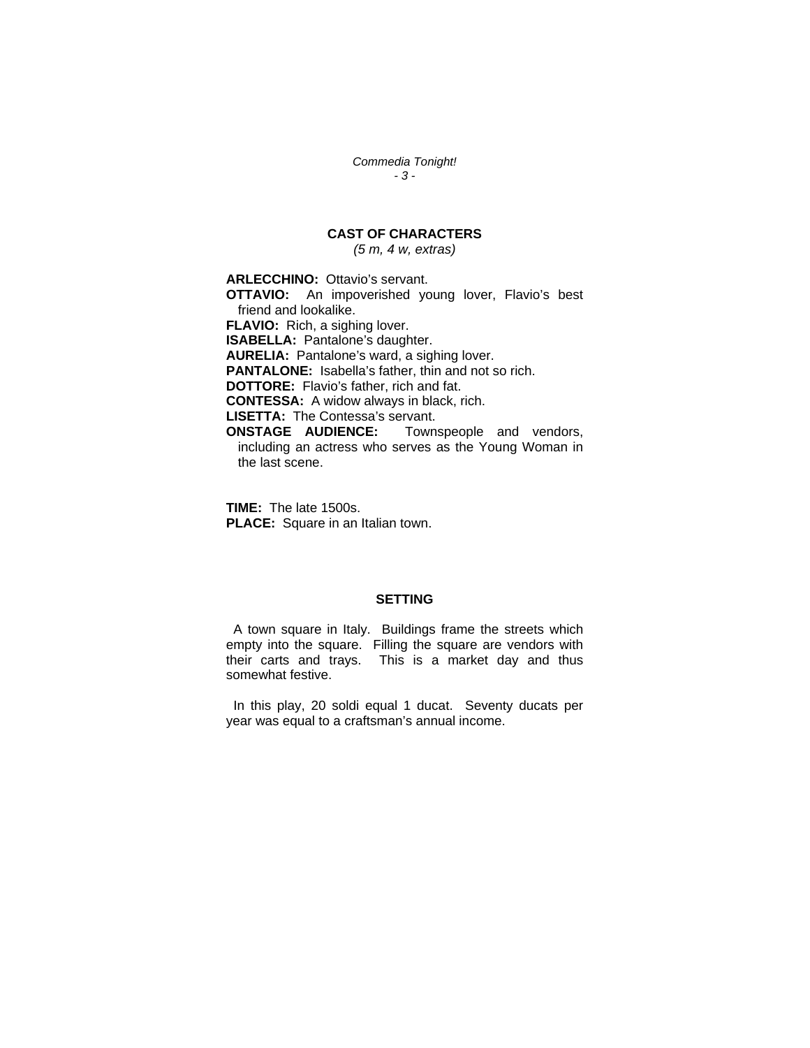## CAST OF CHARACTERS

*(5 m, 4 w, extras)*

**ARLECCHINO:** Ottavio's servant.
**OTTAVIO:** An impoverished young lover, Flavio's best friend and lookalike.
**FLAVIO:** Rich, a sighing lover.
**ISABELLA:** Pantalone's daughter.
**AURELIA:** Pantalone's ward, a sighing lover.
**PANTALONE:** Isabella's father, thin and not so rich.
**DOTTORE:** Flavio's father, rich and fat.
**CONTESSA:** A widow always in black, rich.
**LISETTA:** The Contessa's servant.
**ONSTAGE AUDIENCE:** Townspeople and vendors, including an actress who serves as the Young Woman in the last scene.

**TIME:** The late 1500s.
**PLACE:** Square in an Italian town.

## SETTING

A town square in Italy. Buildings frame the streets which empty into the square. Filling the square are vendors with their carts and trays. This is a market day and thus somewhat festive.

In this play, 20 soldi equal 1 ducat. Seventy ducats per year was equal to a craftsman's annual income.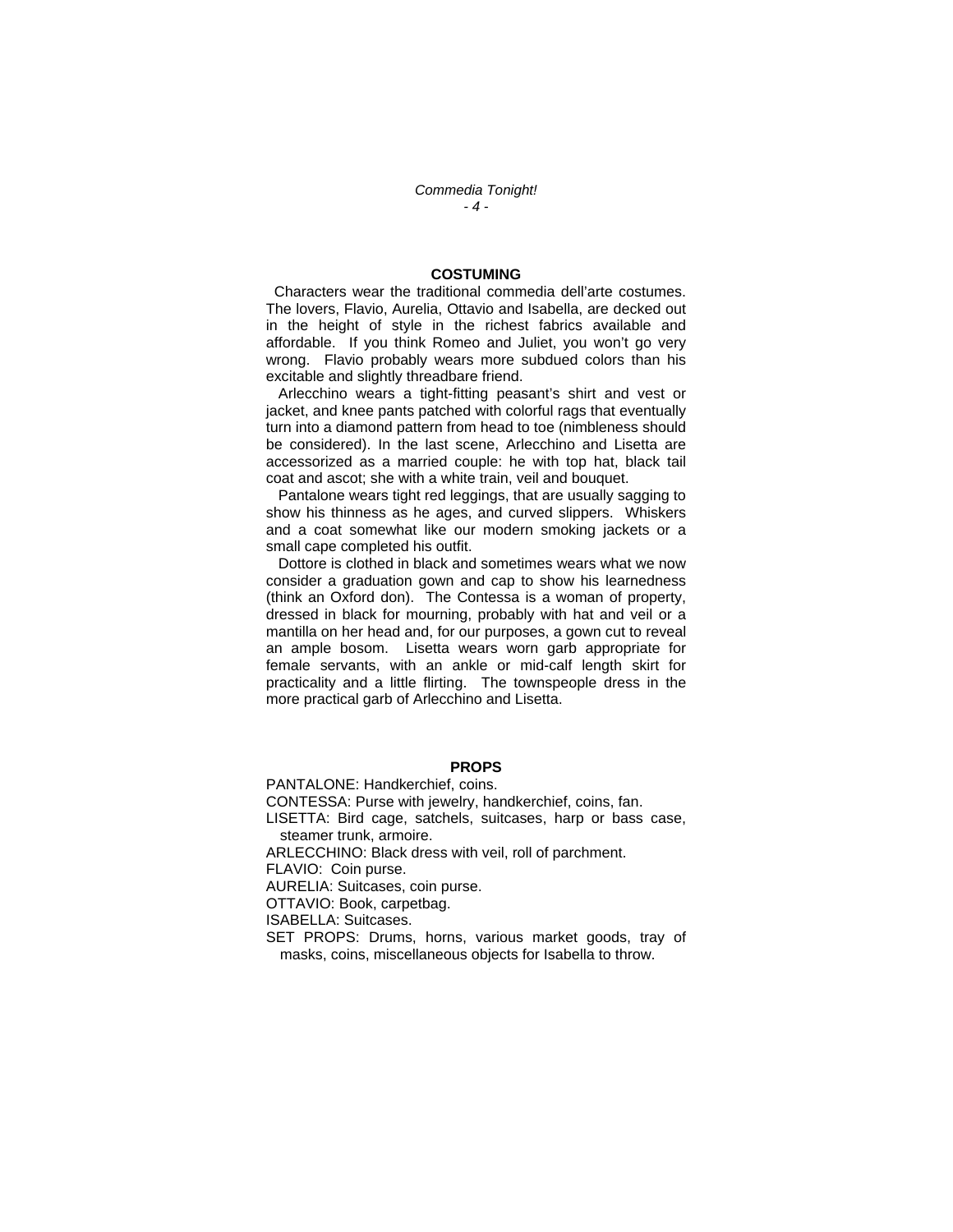## COSTUMING

Characters wear the traditional commedia dell'arte costumes. The lovers, Flavio, Aurelia, Ottavio and Isabella, are decked out in the height of style in the richest fabrics available and affordable. If you think Romeo and Juliet, you won't go very wrong. Flavio probably wears more subdued colors than his excitable and slightly threadbare friend.

Arlecchino wears a tight-fitting peasant's shirt and vest or jacket, and knee pants patched with colorful rags that eventually turn into a diamond pattern from head to toe (nimbleness should be considered). In the last scene, Arlecchino and Lisetta are accessorized as a married couple: he with top hat, black tail coat and ascot; she with a white train, veil and bouquet.

Pantalone wears tight red leggings, that are usually sagging to show his thinness as he ages, and curved slippers. Whiskers and a coat somewhat like our modern smoking jackets or a small cape completed his outfit.

Dottore is clothed in black and sometimes wears what we now consider a graduation gown and cap to show his learnedness (think an Oxford don). The Contessa is a woman of property, dressed in black for mourning, probably with hat and veil or a mantilla on her head and, for our purposes, a gown cut to reveal an ample bosom. Lisetta wears worn garb appropriate for female servants, with an ankle or mid-calf length skirt for practicality and a little flirting. The townspeople dress in the more practical garb of Arlecchino and Lisetta.

## PROPS

PANTALONE: Handkerchief, coins.

CONTESSA: Purse with jewelry, handkerchief, coins, fan.

LISETTA: Bird cage, satchels, suitcases, harp or bass case, steamer trunk, armoire.

ARLECCHINO: Black dress with veil, roll of parchment.

FLAVIO: Coin purse.

AURELIA: Suitcases, coin purse.

OTTAVIO: Book, carpetbag.

ISABELLA: Suitcases.

SET PROPS: Drums, horns, various market goods, tray of masks, coins, miscellaneous objects for Isabella to throw.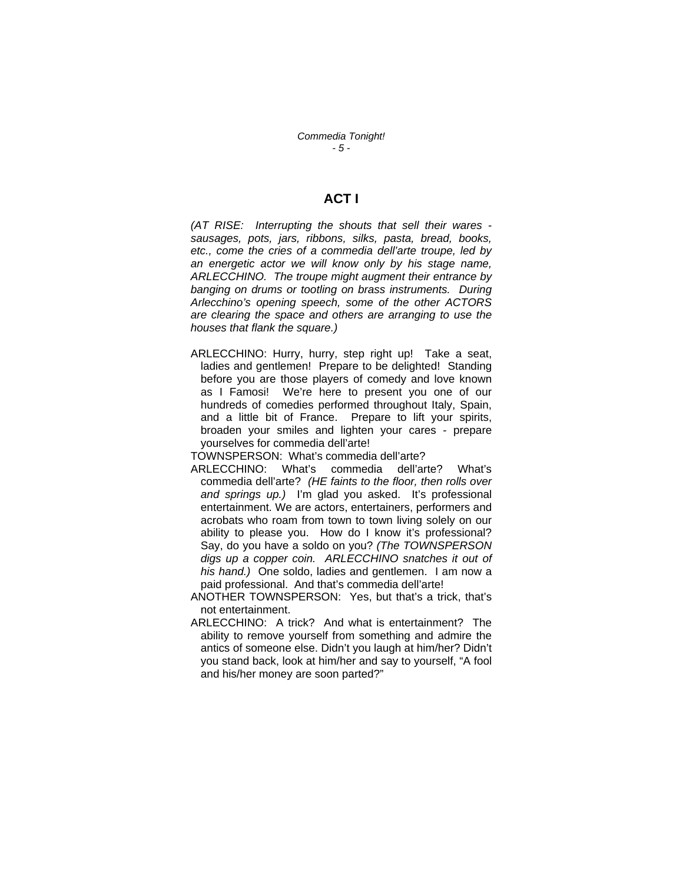# ACT I

*(AT RISE: Interrupting the shouts that sell their wares - sausages, pots, jars, ribbons, silks, pasta, bread, books, etc., come the cries of a commedia dell'arte troupe, led by an energetic actor we will know only by his stage name, ARLECCHINO. The troupe might augment their entrance by banging on drums or tootling on brass instruments. During Arlecchino's opening speech, some of the other ACTORS are clearing the space and others are arranging to use the houses that flank the square.)*

ARLECCHINO: Hurry, hurry, step right up! Take a seat, ladies and gentlemen! Prepare to be delighted! Standing before you are those players of comedy and love known as I Famosi! We're here to present you one of our hundreds of comedies performed throughout Italy, Spain, and a little bit of France. Prepare to lift your spirits, broaden your smiles and lighten your cares - prepare yourselves for commedia dell'arte!

TOWNSPERSON: What's commedia dell'arte?

ARLECCHINO: What's commedia dell'arte? What's commedia dell'arte? *(HE faints to the floor, then rolls over and springs up.)* I'm glad you asked. It's professional entertainment. We are actors, entertainers, performers and acrobats who roam from town to town living solely on our ability to please you. How do I know it's professional? Say, do you have a soldo on you? *(The TOWNSPERSON digs up a copper coin. ARLECCHINO snatches it out of his hand.)* One soldo, ladies and gentlemen. I am now a paid professional. And that's commedia dell'arte!

ANOTHER TOWNSPERSON: Yes, but that's a trick, that's not entertainment.

ARLECCHINO: A trick? And what is entertainment? The ability to remove yourself from something and admire the antics of someone else. Didn't you laugh at him/her? Didn't you stand back, look at him/her and say to yourself, "A fool and his/her money are soon parted?"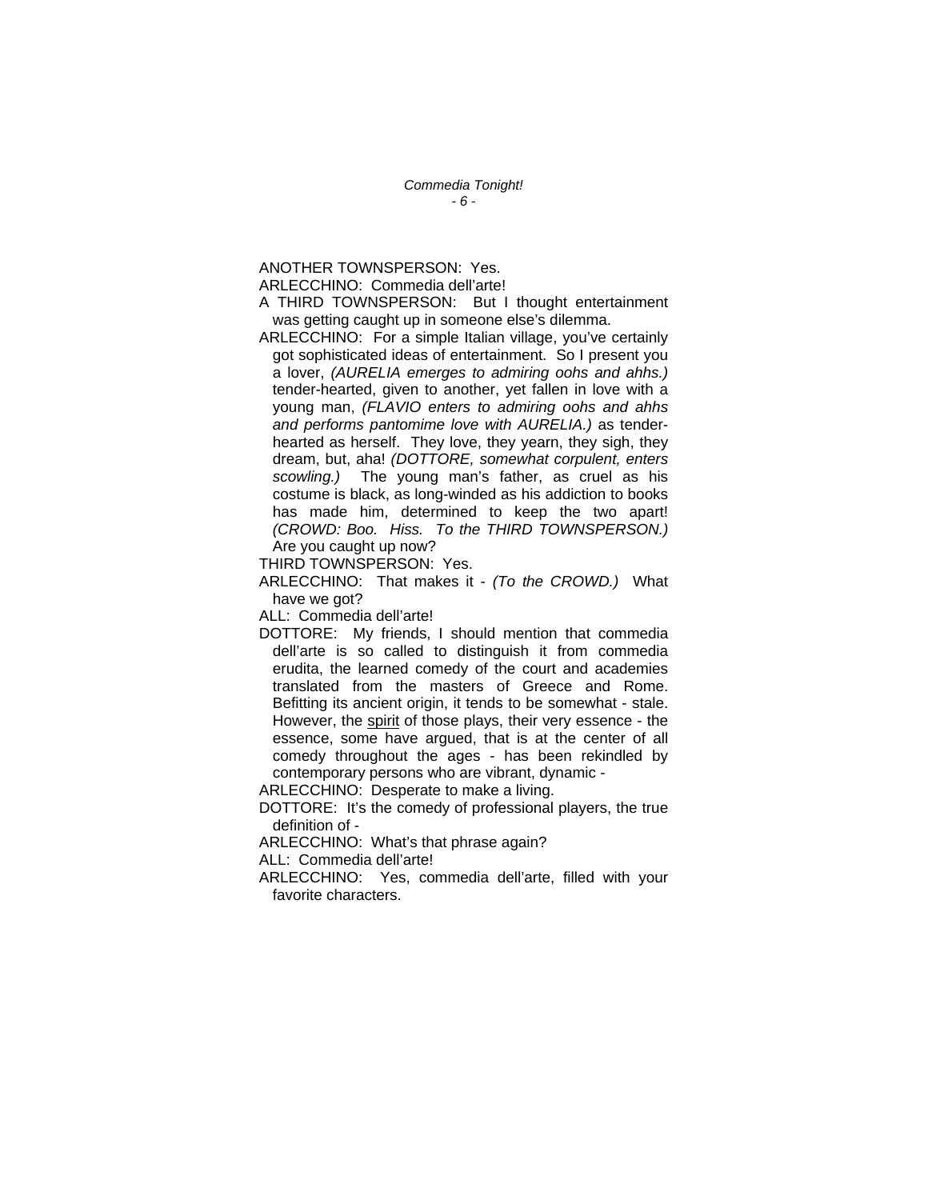ANOTHER TOWNSPERSON: Yes.

ARLECCHINO: Commedia dell'arte!

A THIRD TOWNSPERSON: But I thought entertainment was getting caught up in someone else's dilemma.

ARLECCHINO: For a simple Italian village, you've certainly got sophisticated ideas of entertainment. So I present you a lover, *(AURELIA emerges to admiring oohs and ahhs.)* tender-hearted, given to another, yet fallen in love with a young man, *(FLAVIO enters to admiring oohs and ahhs and performs pantomime love with AURELIA.)* as tender-hearted as herself. They love, they yearn, they sigh, they dream, but, aha! *(DOTTORE, somewhat corpulent, enters scowling.)* The young man's father, as cruel as his costume is black, as long-winded as his addiction to books has made him, determined to keep the two apart! *(CROWD: Boo. Hiss. To the THIRD TOWNSPERSON.)* Are you caught up now?

THIRD TOWNSPERSON: Yes.

ARLECCHINO: That makes it - *(To the CROWD.)* What have we got?

ALL: Commedia dell'arte!

DOTTORE: My friends, I should mention that commedia dell'arte is so called to distinguish it from commedia erudita, the learned comedy of the court and academies translated from the masters of Greece and Rome. Befitting its ancient origin, it tends to be somewhat - stale. However, the <u>spirit</u> of those plays, their very essence - the essence, some have argued, that is at the center of all comedy throughout the ages - has been rekindled by contemporary persons who are vibrant, dynamic -

ARLECCHINO: Desperate to make a living.

DOTTORE: It's the comedy of professional players, the true definition of -

ARLECCHINO: What's that phrase again?

ALL: Commedia dell'arte!

ARLECCHINO: Yes, commedia dell'arte, filled with your favorite characters.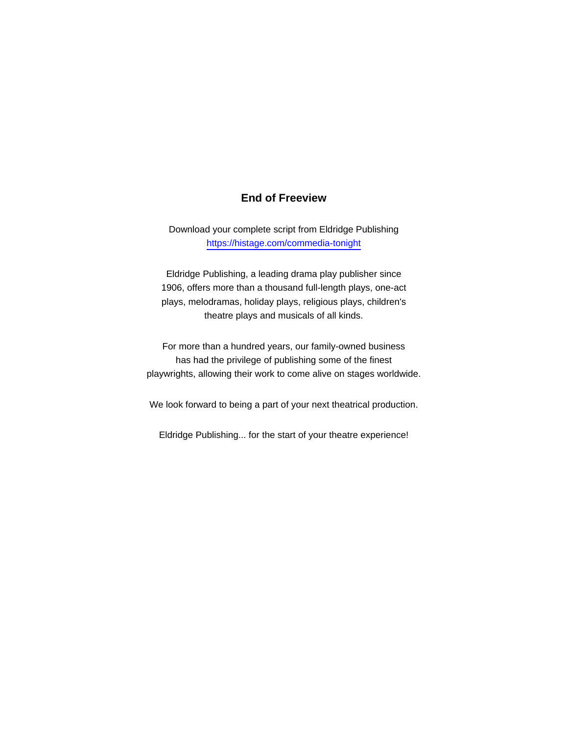## End of Freeview

Download your complete script from Eldridge Publishing
https://histage.com/commedia-tonight

Eldridge Publishing, a leading drama play publisher since 1906, offers more than a thousand full-length plays, one-act plays, melodramas, holiday plays, religious plays, children's theatre plays and musicals of all kinds.

For more than a hundred years, our family-owned business has had the privilege of publishing some of the finest playwrights, allowing their work to come alive on stages worldwide.

We look forward to being a part of your next theatrical production.

Eldridge Publishing... for the start of your theatre experience!